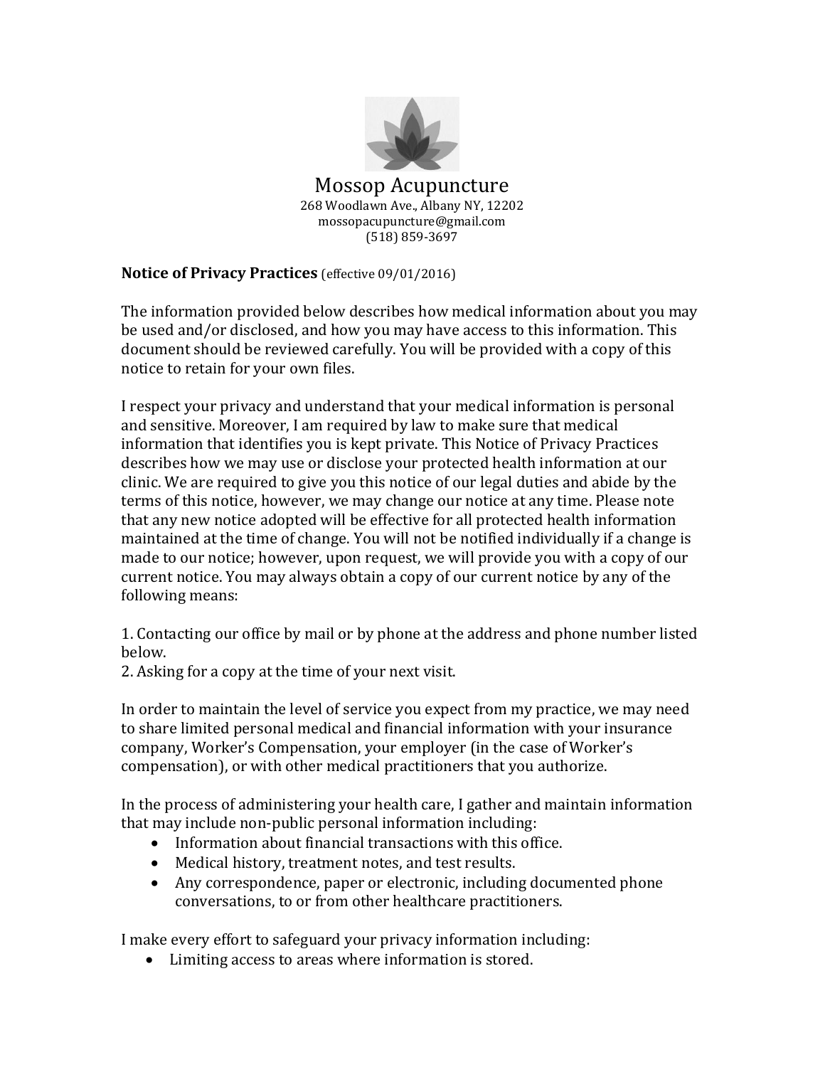# Mossop Acupuncture

268 Woodlawn Ave., Albany NY, 12202
mossopacupuncture@gmail.com
(518) 859-3697

**Notice of Privacy Practices** (effective 09/01/2016)

The information provided below describes how medical information about you may be used and/or disclosed, and how you may have access to this information. This document should be reviewed carefully. You will be provided with a copy of this notice to retain for your own files.

I respect your privacy and understand that your medical information is personal and sensitive. Moreover, I am required by law to make sure that medical information that identifies you is kept private. This Notice of Privacy Practices describes how we may use or disclose your protected health information at our clinic. We are required to give you this notice of our legal duties and abide by the terms of this notice, however, we may change our notice at any time. Please note that any new notice adopted will be effective for all protected health information maintained at the time of change. You will not be notified individually if a change is made to our notice; however, upon request, we will provide you with a copy of our current notice. You may always obtain a copy of our current notice by any of the following means:

1. Contacting our office by mail or by phone at the address and phone number listed below.
2. Asking for a copy at the time of your next visit.

In order to maintain the level of service you expect from my practice, we may need to share limited personal medical and financial information with your insurance company, Worker's Compensation, your employer (in the case of Worker's compensation), or with other medical practitioners that you authorize.

In the process of administering your health care, I gather and maintain information that may include non-public personal information including:

- Information about financial transactions with this office.
- Medical history, treatment notes, and test results.
- Any correspondence, paper or electronic, including documented phone conversations, to or from other healthcare practitioners.

I make every effort to safeguard your privacy information including:

- Limiting access to areas where information is stored.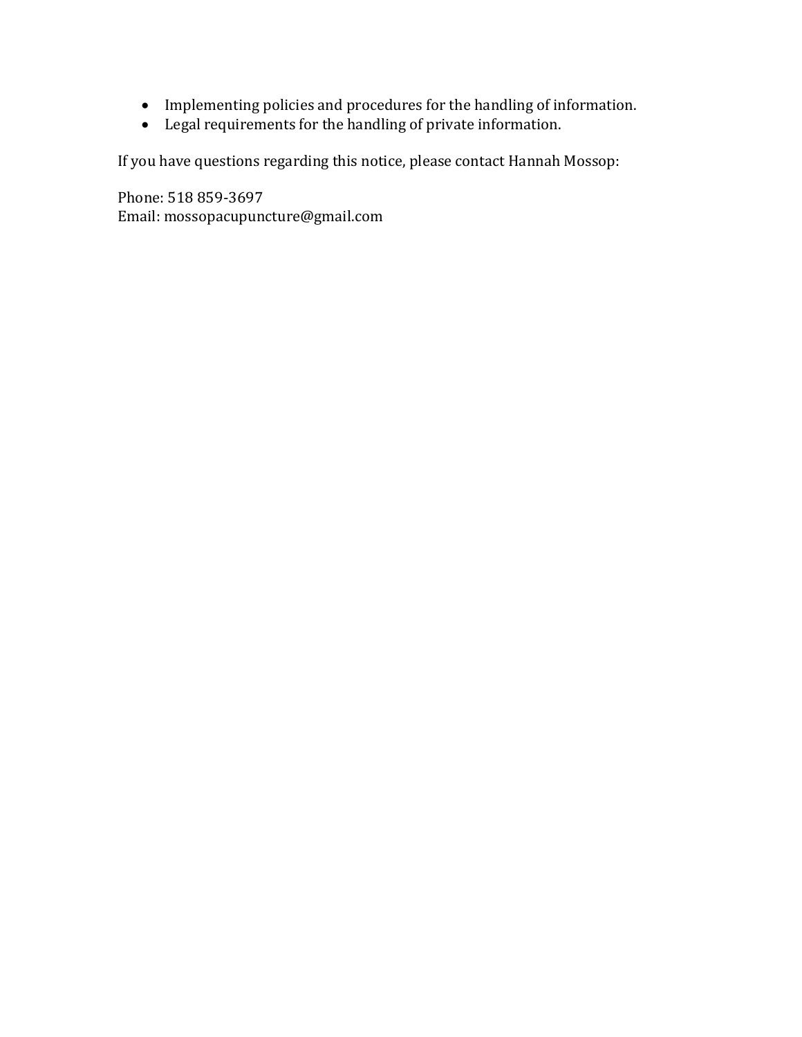- Implementing policies and procedures for the handling of information.
- Legal requirements for the handling of private information.

If you have questions regarding this notice, please contact Hannah Mossop:

Phone: 518 859-3697
Email: mossopacupuncture@gmail.com